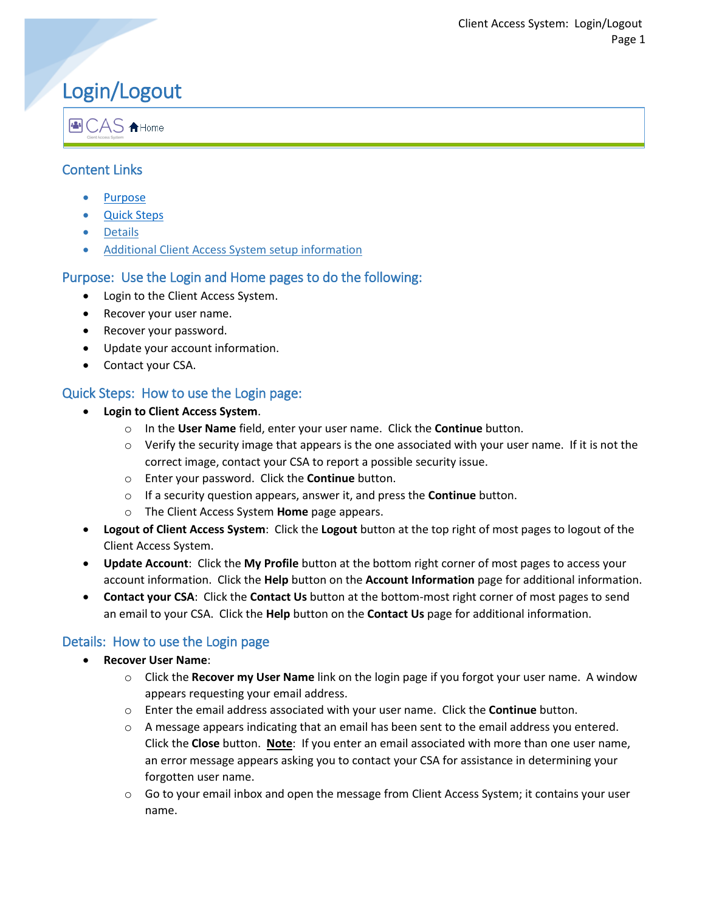# Login/Logout

CAS Home

## Content Links

- Purpose
- Quick Steps
- Details
- Additional Client Access System setup information

## Purpose: Use the Login and Home pages to do the following:

- Login to the Client Access System.
- Recover your user name.
- Recover your password.
- Update your account information.
- Contact your CSA.

## Quick Steps: How to use the Login page:

- **Login to Client Access System**.
  - In the **User Name** field, enter your user name. Click the **Continue** button.
  - Verify the security image that appears is the one associated with your user name. If it is not the correct image, contact your CSA to report a possible security issue.
  - Enter your password. Click the **Continue** button.
  - If a security question appears, answer it, and press the **Continue** button.
  - The Client Access System **Home** page appears.
- **Logout of Client Access System**: Click the **Logout** button at the top right of most pages to logout of the Client Access System.
- **Update Account**: Click the **My Profile** button at the bottom right corner of most pages to access your account information. Click the **Help** button on the **Account Information** page for additional information.
- **Contact your CSA**: Click the **Contact Us** button at the bottom-most right corner of most pages to send an email to your CSA. Click the **Help** button on the **Contact Us** page for additional information.

## Details: How to use the Login page

- **Recover User Name**:
  - Click the **Recover my User Name** link on the login page if you forgot your user name. A window appears requesting your email address.
  - Enter the email address associated with your user name. Click the **Continue** button.
  - A message appears indicating that an email has been sent to the email address you entered. Click the **Close** button. **Note**: If you enter an email associated with more than one user name, an error message appears asking you to contact your CSA for assistance in determining your forgotten user name.
  - Go to your email inbox and open the message from Client Access System; it contains your user name.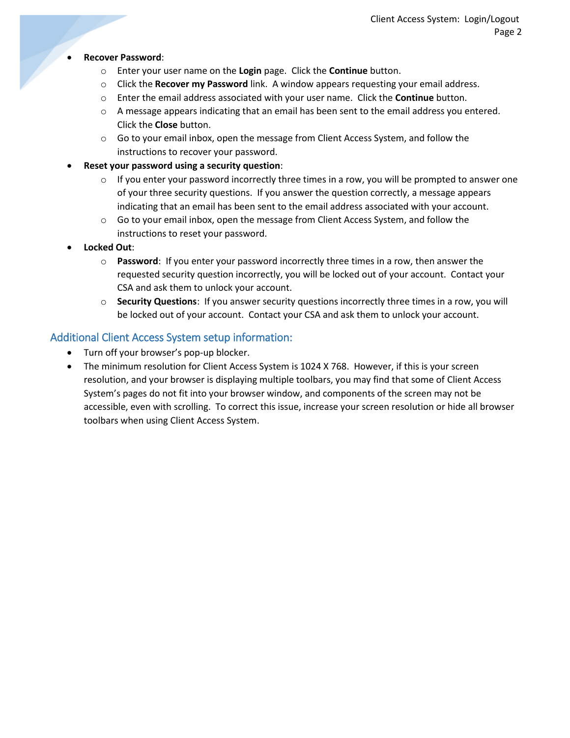- **Recover Password**:
  - Enter your user name on the **Login** page. Click the **Continue** button.
  - Click the **Recover my Password** link. A window appears requesting your email address.
  - Enter the email address associated with your user name. Click the **Continue** button.
  - A message appears indicating that an email has been sent to the email address you entered. Click the **Close** button.
  - Go to your email inbox, open the message from Client Access System, and follow the instructions to recover your password.
- **Reset your password using a security question**:
  - If you enter your password incorrectly three times in a row, you will be prompted to answer one of your three security questions. If you answer the question correctly, a message appears indicating that an email has been sent to the email address associated with your account.
  - Go to your email inbox, open the message from Client Access System, and follow the instructions to reset your password.
- **Locked Out**:
  - **Password**: If you enter your password incorrectly three times in a row, then answer the requested security question incorrectly, you will be locked out of your account. Contact your CSA and ask them to unlock your account.
  - **Security Questions**: If you answer security questions incorrectly three times in a row, you will be locked out of your account. Contact your CSA and ask them to unlock your account.

## Additional Client Access System setup information:

- Turn off your browser's pop-up blocker.
- The minimum resolution for Client Access System is 1024 X 768. However, if this is your screen resolution, and your browser is displaying multiple toolbars, you may find that some of Client Access System's pages do not fit into your browser window, and components of the screen may not be accessible, even with scrolling. To correct this issue, increase your screen resolution or hide all browser toolbars when using Client Access System.